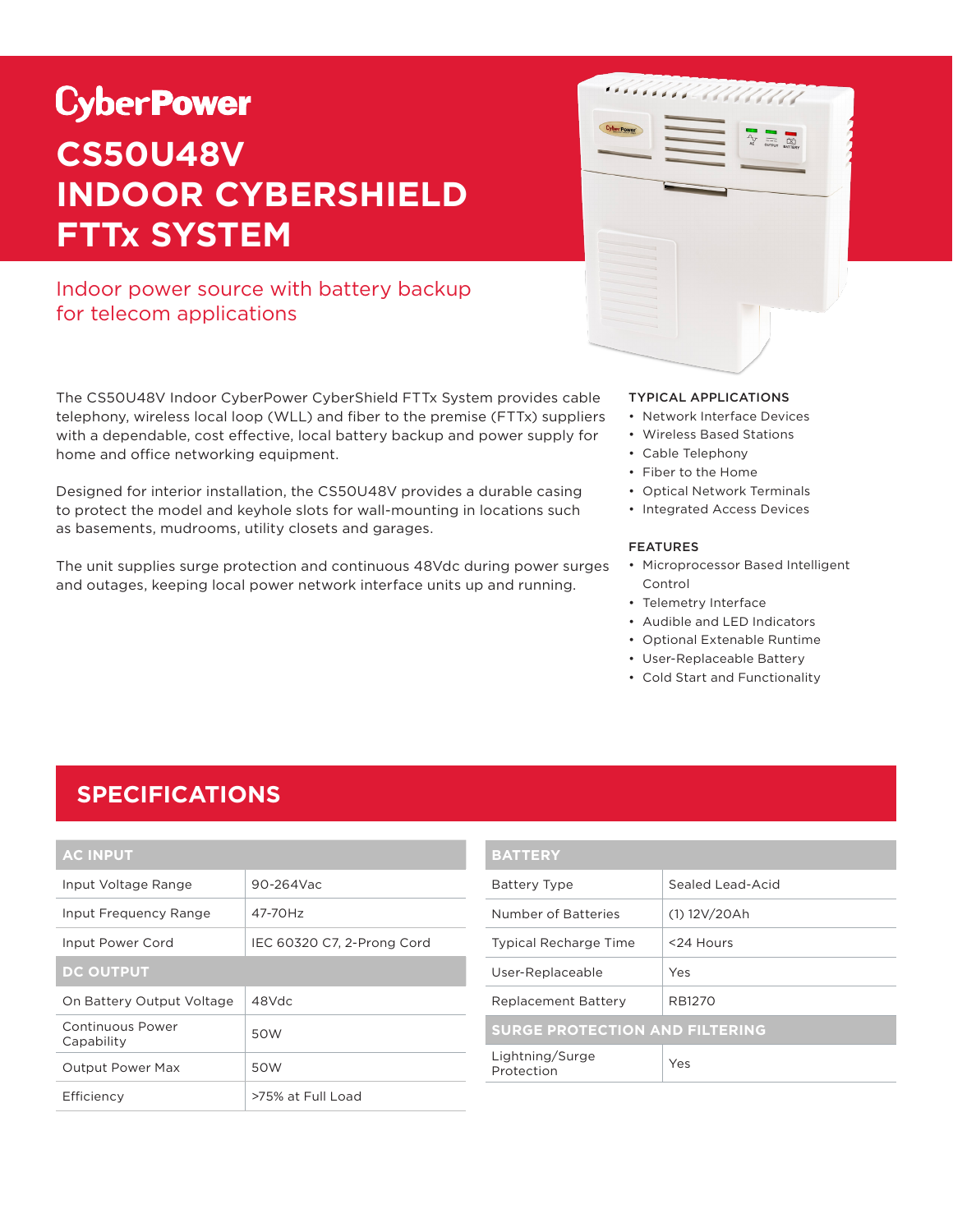CyberPower

# CS50U48V INDOOR CYBERSHIELD FTTx SYSTEM

Indoor power source with battery backup for telecom applications

The CS50U48V Indoor CyberPower CyberShield FTTx System provides cable telephony, wireless local loop (WLL) and fiber to the premise (FTTx) suppliers with a dependable, cost effective, local battery backup and power supply for home and office networking equipment.

Designed for interior installation, the CS50U48V provides a durable casing to protect the model and keyhole slots for wall-mounting in locations such as basements, mudrooms, utility closets and garages.

The unit supplies surge protection and continuous 48Vdc during power surges and outages, keeping local power network interface units up and running.

### TYPICAL APPLICATIONS

- Network Interface Devices
- Wireless Based Stations
- Cable Telephony
- Fiber to the Home
- Optical Network Terminals
- Integrated Access Devices

### FEATURES

- Microprocessor Based Intelligent Control
- Telemetry Interface
- Audible and LED Indicators
- Optional Extenable Runtime
- User-Replaceable Battery
- Cold Start and Functionality

## SPECIFICATIONS

| AC INPUT | |
|---|---|
| Input Voltage Range | 90-264Vac |
| Input Frequency Range | 47-70Hz |
| Input Power Cord | IEC 60320 C7, 2-Prong Cord |
| **DC OUTPUT** | |
| On Battery Output Voltage | 48Vdc |
| Continuous Power Capability | 50W |
| Output Power Max | 50W |
| Efficiency | >75% at Full Load |

| BATTERY | |
|---|---|
| Battery Type | Sealed Lead-Acid |
| Number of Batteries | (1) 12V/20Ah |
| Typical Recharge Time | <24 Hours |
| User-Replaceable | Yes |
| Replacement Battery | RB1270 |
| **SURGE PROTECTION AND FILTERING** | |
| Lightning/Surge Protection | Yes |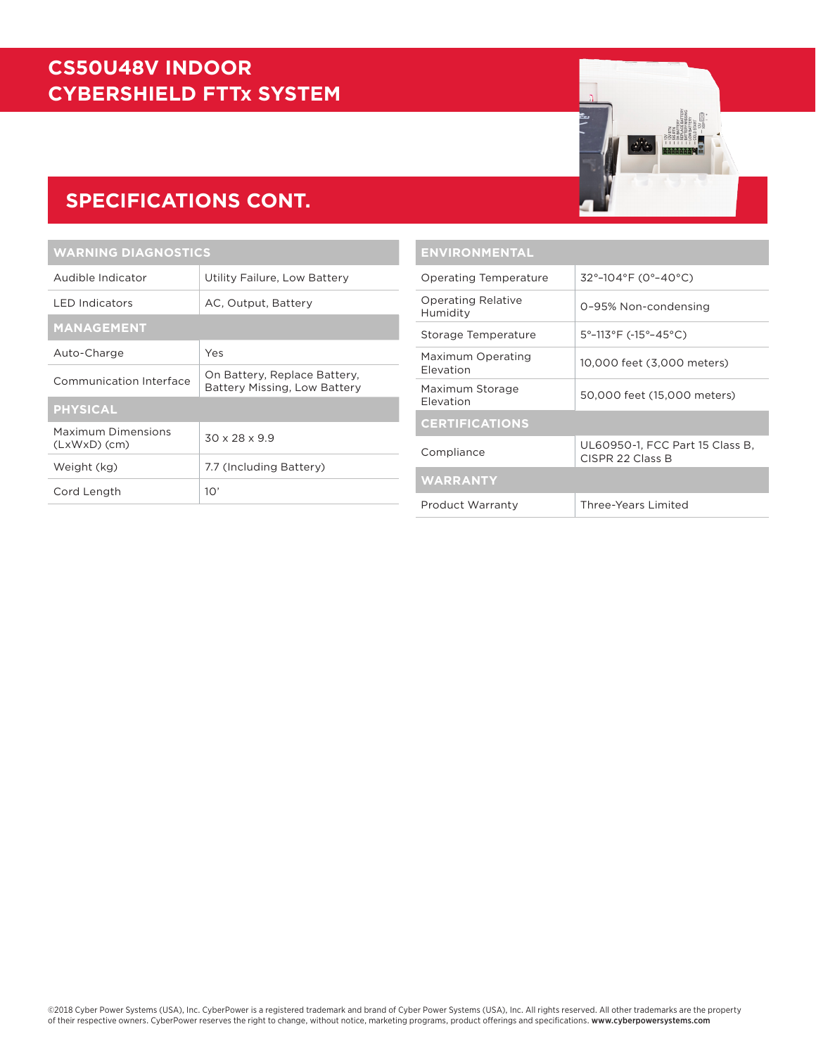# CS50U48V INDOOR CYBERSHIELD FTTx SYSTEM

## SPECIFICATIONS CONT.

| WARNING DIAGNOSTICS | |
|---|---|
| Audible Indicator | Utility Failure, Low Battery |
| LED Indicators | AC, Output, Battery |
| **MANAGEMENT** | |
| Auto-Charge | Yes |
| Communication Interface | On Battery, Replace Battery, Battery Missing, Low Battery |
| **PHYSICAL** | |
| Maximum Dimensions (LxWxD) (cm) | 30 x 28 x 9.9 |
| Weight (kg) | 7.7 (Including Battery) |
| Cord Length | 10' |

| ENVIRONMENTAL | |
|---|---|
| Operating Temperature | 32°–104°F (0°–40°C) |
| Operating Relative Humidity | 0–95% Non-condensing |
| Storage Temperature | 5°–113°F (-15°–45°C) |
| Maximum Operating Elevation | 10,000 feet (3,000 meters) |
| Maximum Storage Elevation | 50,000 feet (15,000 meters) |
| **CERTIFICATIONS** | |
| Compliance | UL60950-1, FCC Part 15 Class B, CISPR 22 Class B |
| **WARRANTY** | |
| Product Warranty | Three-Years Limited |

©2018 Cyber Power Systems (USA), Inc. CyberPower is a registered trademark and brand of Cyber Power Systems (USA), Inc. All rights reserved. All other trademarks are the property of their respective owners. CyberPower reserves the right to change, without notice, marketing programs, product offerings and specifications. **www.cyberpowersystems.com**